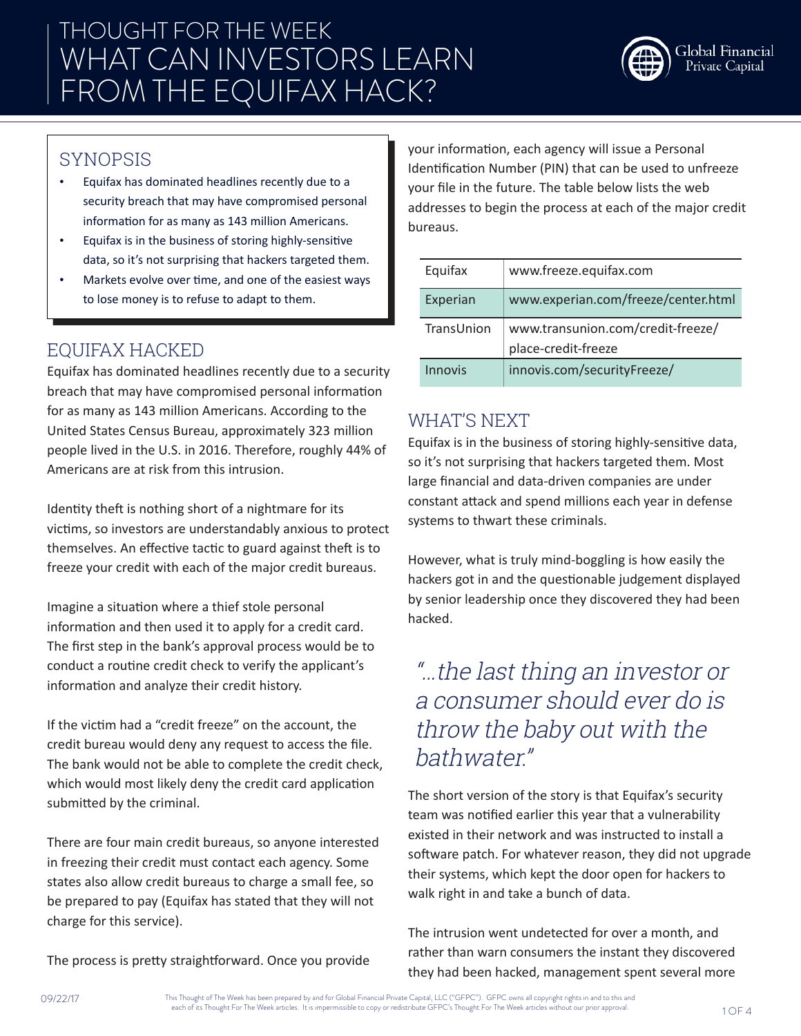# THOUGHT FOR THE WEEK
# WHAT CAN INVESTORS LEARN FROM THE EQUIFAX HACK?

Global Financial Private Capital

## SYNOPSIS

- Equifax has dominated headlines recently due to a security breach that may have compromised personal information for as many as 143 million Americans.
- Equifax is in the business of storing highly-sensitive data, so it's not surprising that hackers targeted them.
- Markets evolve over time, and one of the easiest ways to lose money is to refuse to adapt to them.

## EQUIFAX HACKED

Equifax has dominated headlines recently due to a security breach that may have compromised personal information for as many as 143 million Americans. According to the United States Census Bureau, approximately 323 million people lived in the U.S. in 2016. Therefore, roughly 44% of Americans are at risk from this intrusion.

Identity theft is nothing short of a nightmare for its victims, so investors are understandably anxious to protect themselves. An effective tactic to guard against theft is to freeze your credit with each of the major credit bureaus.

Imagine a situation where a thief stole personal information and then used it to apply for a credit card. The first step in the bank's approval process would be to conduct a routine credit check to verify the applicant's information and analyze their credit history.

If the victim had a "credit freeze" on the account, the credit bureau would deny any request to access the file. The bank would not be able to complete the credit check, which would most likely deny the credit card application submitted by the criminal.

There are four main credit bureaus, so anyone interested in freezing their credit must contact each agency. Some states also allow credit bureaus to charge a small fee, so be prepared to pay (Equifax has stated that they will not charge for this service).

The process is pretty straightforward. Once you provide your information, each agency will issue a Personal Identification Number (PIN) that can be used to unfreeze your file in the future. The table below lists the web addresses to begin the process at each of the major credit bureaus.

| | |
|---|---|
| Equifax | www.freeze.equifax.com |
| Experian | www.experian.com/freeze/center.html |
| TransUnion | www.transunion.com/credit-freeze/place-credit-freeze |
| Innovis | innovis.com/securityFreeze/ |

## WHAT'S NEXT

Equifax is in the business of storing highly-sensitive data, so it's not surprising that hackers targeted them. Most large financial and data-driven companies are under constant attack and spend millions each year in defense systems to thwart these criminals.

However, what is truly mind-boggling is how easily the hackers got in and the questionable judgement displayed by senior leadership once they discovered they had been hacked.

*"...the last thing an investor or a consumer should ever do is throw the baby out with the bathwater."*

The short version of the story is that Equifax's security team was notified earlier this year that a vulnerability existed in their network and was instructed to install a software patch. For whatever reason, they did not upgrade their systems, which kept the door open for hackers to walk right in and take a bunch of data.

The intrusion went undetected for over a month, and rather than warn consumers the instant they discovered they had been hacked, management spent several more

09/22/17

This Thought of The Week has been prepared by and for Global Financial Private Capital, LLC ("GFPC"). GFPC owns all copyright rights in and to this and each of its Thought For The Week articles. It is impermissible to copy or redistribute GFPC's Thought For The Week articles without our prior approval.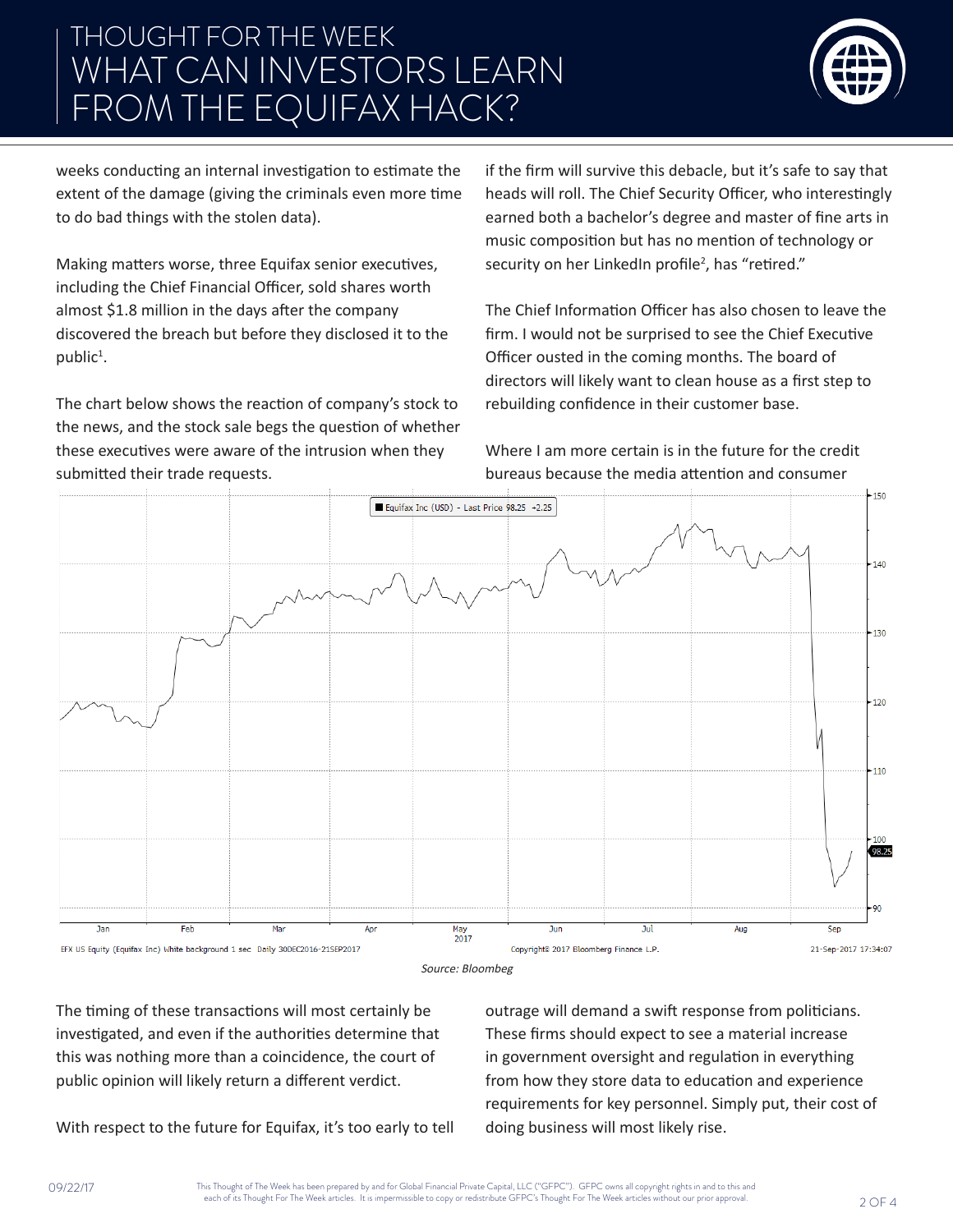weeks conducting an internal investigation to estimate the extent of the damage (giving the criminals even more time to do bad things with the stolen data).

Making matters worse, three Equifax senior executives, including the Chief Financial Officer, sold shares worth almost $1.8 million in the days after the company discovered the breach but before they disclosed it to the public[1].

The chart below shows the reaction of company's stock to the news, and the stock sale begs the question of whether these executives were aware of the intrusion when they submitted their trade requests.

*Source: Bloombeg*

The timing of these transactions will most certainly be investigated, and even if the authorities determine that this was nothing more than a coincidence, the court of public opinion will likely return a different verdict.

With respect to the future for Equifax, it's too early to tell if the firm will survive this debacle, but it's safe to say that heads will roll. The Chief Security Officer, who interestingly earned both a bachelor's degree and master of fine arts in music composition but has no mention of technology or security on her LinkedIn profile[2], has "retired."

The Chief Information Officer has also chosen to leave the firm. I would not be surprised to see the Chief Executive Officer ousted in the coming months. The board of directors will likely want to clean house as a first step to rebuilding confidence in their customer base.

Where I am more certain is in the future for the credit bureaus because the media attention and consumer outrage will demand a swift response from politicians. These firms should expect to see a material increase in government oversight and regulation in everything from how they store data to education and experience requirements for key personnel. Simply put, their cost of doing business will most likely rise.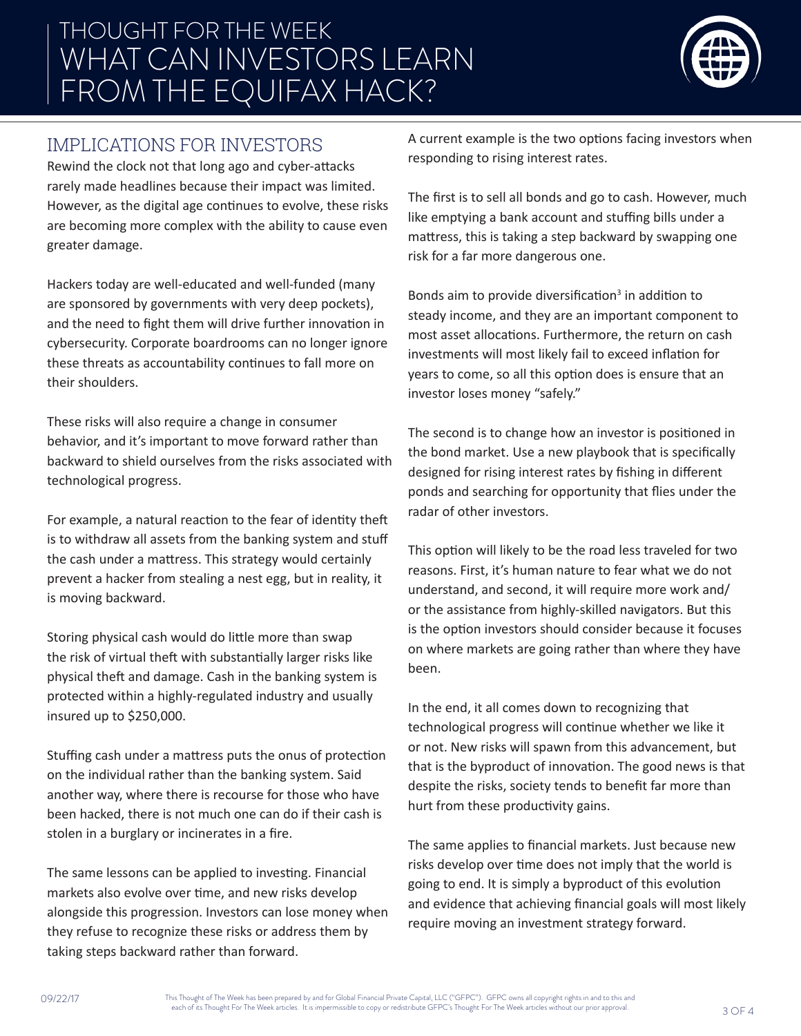# THOUGHT FOR THE WEEK WHAT CAN INVESTORS LEARN FROM THE EQUIFAX HACK?

## IMPLICATIONS FOR INVESTORS

Rewind the clock not that long ago and cyber-attacks rarely made headlines because their impact was limited. However, as the digital age continues to evolve, these risks are becoming more complex with the ability to cause even greater damage.

Hackers today are well-educated and well-funded (many are sponsored by governments with very deep pockets), and the need to fight them will drive further innovation in cybersecurity. Corporate boardrooms can no longer ignore these threats as accountability continues to fall more on their shoulders.

These risks will also require a change in consumer behavior, and it's important to move forward rather than backward to shield ourselves from the risks associated with technological progress.

For example, a natural reaction to the fear of identity theft is to withdraw all assets from the banking system and stuff the cash under a mattress. This strategy would certainly prevent a hacker from stealing a nest egg, but in reality, it is moving backward.

Storing physical cash would do little more than swap the risk of virtual theft with substantially larger risks like physical theft and damage. Cash in the banking system is protected within a highly-regulated industry and usually insured up to $250,000.

Stuffing cash under a mattress puts the onus of protection on the individual rather than the banking system. Said another way, where there is recourse for those who have been hacked, there is not much one can do if their cash is stolen in a burglary or incinerates in a fire.

The same lessons can be applied to investing. Financial markets also evolve over time, and new risks develop alongside this progression. Investors can lose money when they refuse to recognize these risks or address them by taking steps backward rather than forward.

A current example is the two options facing investors when responding to rising interest rates.

The first is to sell all bonds and go to cash. However, much like emptying a bank account and stuffing bills under a mattress, this is taking a step backward by swapping one risk for a far more dangerous one.

Bonds aim to provide diversification[3] in addition to steady income, and they are an important component to most asset allocations. Furthermore, the return on cash investments will most likely fail to exceed inflation for years to come, so all this option does is ensure that an investor loses money "safely."

The second is to change how an investor is positioned in the bond market. Use a new playbook that is specifically designed for rising interest rates by fishing in different ponds and searching for opportunity that flies under the radar of other investors.

This option will likely to be the road less traveled for two reasons. First, it's human nature to fear what we do not understand, and second, it will require more work and/ or the assistance from highly-skilled navigators. But this is the option investors should consider because it focuses on where markets are going rather than where they have been.

In the end, it all comes down to recognizing that technological progress will continue whether we like it or not. New risks will spawn from this advancement, but that is the byproduct of innovation. The good news is that despite the risks, society tends to benefit far more than hurt from these productivity gains.

The same applies to financial markets. Just because new risks develop over time does not imply that the world is going to end. It is simply a byproduct of this evolution and evidence that achieving financial goals will most likely require moving an investment strategy forward.

09/22/17

This Thought of The Week has been prepared by and for Global Financial Private Capital, LLC ("GFPC"). GFPC owns all copyright rights in and to this and each of its Thought For The Week articles. It is impermissible to copy or redistribute GFPC's Thought For The Week articles without our prior approval.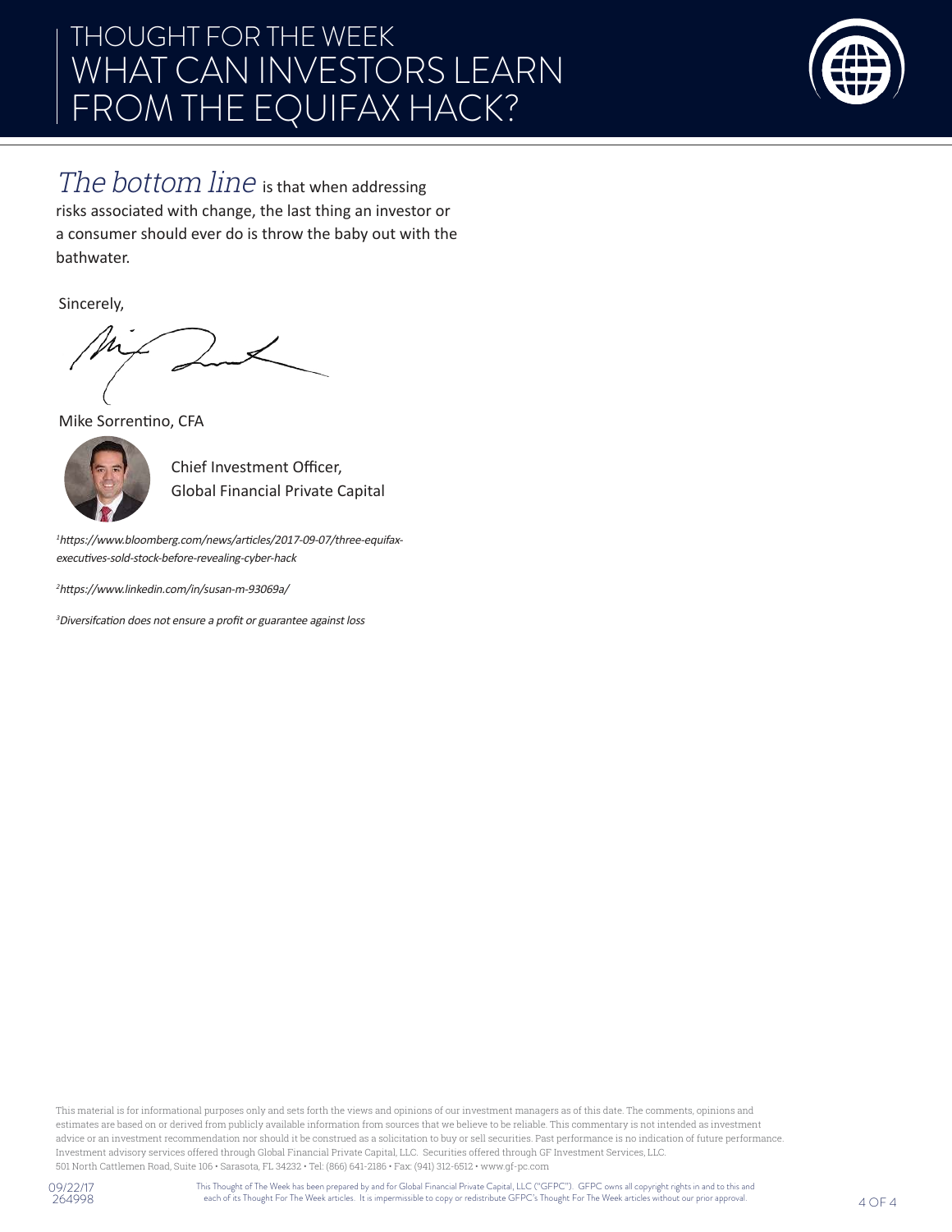*The bottom line* is that when addressing risks associated with change, the last thing an investor or a consumer should ever do is throw the baby out with the bathwater.

Sincerely,

Mike Sorrentino, CFA

Chief Investment Officer,
Global Financial Private Capital

[1] *https://www.bloomberg.com/news/articles/2017-09-07/three-equifax-executives-sold-stock-before-revealing-cyber-hack*

[2] *https://www.linkedin.com/in/susan-m-93069a/*

[3] *Diversifcation does not ensure a profit or guarantee against loss*

This material is for informational purposes only and sets forth the views and opinions of our investment managers as of this date. The comments, opinions and estimates are based on or derived from publicly available information from sources that we believe to be reliable. This commentary is not intended as investment advice or an investment recommendation nor should it be construed as a solicitation to buy or sell securities. Past performance is no indication of future performance. Investment advisory services offered through Global Financial Private Capital, LLC. Securities offered through GF Investment Services, LLC.
501 North Cattlemen Road, Suite 106 • Sarasota, FL 34232 • Tel: (866) 641-2186 • Fax: (941) 312-6512 • www.gf-pc.com

09/22/17
264998

This Thought of The Week has been prepared by and for Global Financial Private Capital, LLC ("GFPC"). GFPC owns all copyright rights in and to this and each of its Thought For The Week articles. It is impermissible to copy or redistribute GFPC's Thought For The Week articles without our prior approval.